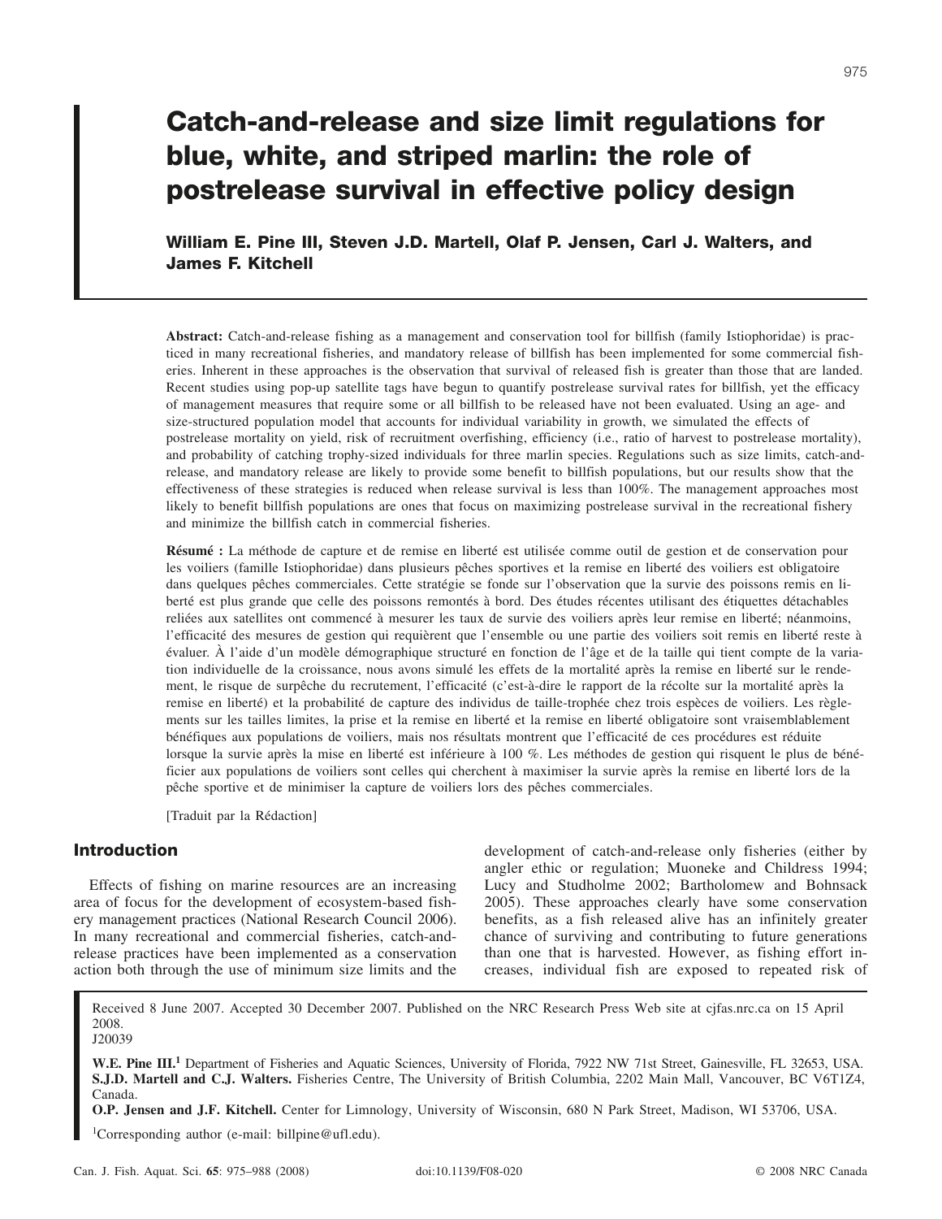# Catch-and-release and size limit regulations for blue, white, and striped marlin: the role of postrelease survival in effective policy design

**William E. Pine III, Steven J.D. Martell, Olaf P. Jensen, Carl J. Walters, and James F. Kitchell**

**Abstract:** Catch-and-release fishing as a management and conservation tool for billfish (family Istiophoridae) is practiced in many recreational fisheries, and mandatory release of billfish has been implemented for some commercial fisheries. Inherent in these approaches is the observation that survival of released fish is greater than those that are landed. Recent studies using pop-up satellite tags have begun to quantify postrelease survival rates for billfish, yet the efficacy of management measures that require some or all billfish to be released have not been evaluated. Using an age- and size-structured population model that accounts for individual variability in growth, we simulated the effects of postrelease mortality on yield, risk of recruitment overfishing, efficiency (i.e., ratio of harvest to postrelease mortality), and probability of catching trophy-sized individuals for three marlin species. Regulations such as size limits, catch-and-release, and mandatory release are likely to provide some benefit to billfish populations, but our results show that the effectiveness of these strategies is reduced when release survival is less than 100%. The management approaches most likely to benefit billfish populations are ones that focus on maximizing postrelease survival in the recreational fishery and minimize the billfish catch in commercial fisheries.

**Résumé :** La méthode de capture et de remise en liberté est utilisée comme outil de gestion et de conservation pour les voiliers (famille Istiophoridae) dans plusieurs pêches sportives et la remise en liberté des voiliers est obligatoire dans quelques pêches commerciales. Cette stratégie se fonde sur l'observation que la survie des poissons remis en liberté est plus grande que celle des poissons remontés à bord. Des études récentes utilisant des étiquettes détachables reliées aux satellites ont commencé à mesurer les taux de survie des voiliers après leur remise en liberté; néanmoins, l'efficacité des mesures de gestion qui requièrent que l'ensemble ou une partie des voiliers soit remis en liberté reste à évaluer. À l'aide d'un modèle démographique structuré en fonction de l'âge et de la taille qui tient compte de la variation individuelle de la croissance, nous avons simulé les effets de la mortalité après la remise en liberté sur le rendement, le risque de surpêche du recrutement, l'efficacité (c'est-à-dire le rapport de la récolte sur la mortalité après la remise en liberté) et la probabilité de capture des individus de taille-trophée chez trois espèces de voiliers. Les règlements sur les tailles limites, la prise et la remise en liberté et la remise en liberté obligatoire sont vraisemblablement bénéfiques aux populations de voiliers, mais nos résultats montrent que l'efficacité de ces procédures est réduite lorsque la survie après la mise en liberté est inférieure à 100 %. Les méthodes de gestion qui risquent le plus de bénéficier aux populations de voiliers sont celles qui cherchent à maximiser la survie après la remise en liberté lors de la pêche sportive et de minimiser la capture de voiliers lors des pêches commerciales.

[Traduit par la Rédaction]

## Introduction

Effects of fishing on marine resources are an increasing area of focus for the development of ecosystem-based fishery management practices (National Research Council 2006). In many recreational and commercial fisheries, catch-and-release practices have been implemented as a conservation action both through the use of minimum size limits and the development of catch-and-release only fisheries (either by angler ethic or regulation; Muoneke and Childress 1994; Lucy and Studholme 2002; Bartholomew and Bohnsack 2005). These approaches clearly have some conservation benefits, as a fish released alive has an infinitely greater chance of surviving and contributing to future generations than one that is harvested. However, as fishing effort increases, individual fish are exposed to repeated risk of

Received 8 June 2007. Accepted 30 December 2007. Published on the NRC Research Press Web site at cjfas.nrc.ca on 15 April 2008.
J20039

**W.E. Pine III.**[1] Department of Fisheries and Aquatic Sciences, University of Florida, 7922 NW 71st Street, Gainesville, FL 32653, USA.
**S.J.D. Martell and C.J. Walters.** Fisheries Centre, The University of British Columbia, 2202 Main Mall, Vancouver, BC V6T1Z4, Canada.
**O.P. Jensen and J.F. Kitchell.** Center for Limnology, University of Wisconsin, 680 N Park Street, Madison, WI 53706, USA.

[1]Corresponding author (e-mail: billpine@ufl.edu).

doi:10.1139/F08-020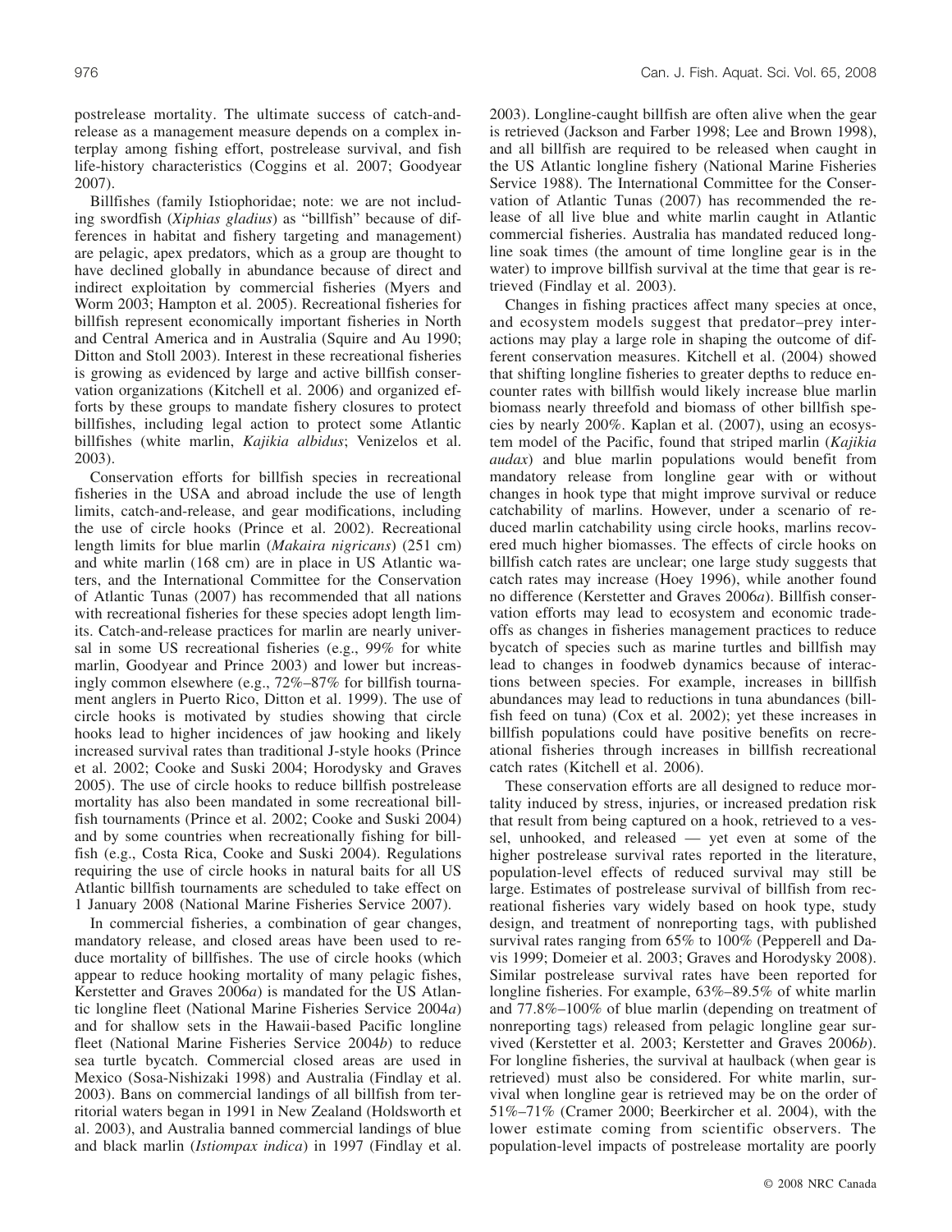postrelease mortality. The ultimate success of catch-and-release as a management measure depends on a complex interplay among fishing effort, postrelease survival, and fish life-history characteristics (Coggins et al. 2007; Goodyear 2007).

Billfishes (family Istiophoridae; note: we are not including swordfish (*Xiphias gladius*) as "billfish" because of differences in habitat and fishery targeting and management) are pelagic, apex predators, which as a group are thought to have declined globally in abundance because of direct and indirect exploitation by commercial fisheries (Myers and Worm 2003; Hampton et al. 2005). Recreational fisheries for billfish represent economically important fisheries in North and Central America and in Australia (Squire and Au 1990; Ditton and Stoll 2003). Interest in these recreational fisheries is growing as evidenced by large and active billfish conservation organizations (Kitchell et al. 2006) and organized efforts by these groups to mandate fishery closures to protect billfishes, including legal action to protect some Atlantic billfishes (white marlin, *Kajikia albidus*; Venizelos et al. 2003).

Conservation efforts for billfish species in recreational fisheries in the USA and abroad include the use of length limits, catch-and-release, and gear modifications, including the use of circle hooks (Prince et al. 2002). Recreational length limits for blue marlin (*Makaira nigricans*) (251 cm) and white marlin (168 cm) are in place in US Atlantic waters, and the International Committee for the Conservation of Atlantic Tunas (2007) has recommended that all nations with recreational fisheries for these species adopt length limits. Catch-and-release practices for marlin are nearly universal in some US recreational fisheries (e.g., 99% for white marlin, Goodyear and Prince 2003) and lower but increasingly common elsewhere (e.g., 72%–87% for billfish tournament anglers in Puerto Rico, Ditton et al. 1999). The use of circle hooks is motivated by studies showing that circle hooks lead to higher incidences of jaw hooking and likely increased survival rates than traditional J-style hooks (Prince et al. 2002; Cooke and Suski 2004; Horodysky and Graves 2005). The use of circle hooks to reduce billfish postrelease mortality has also been mandated in some recreational billfish tournaments (Prince et al. 2002; Cooke and Suski 2004) and by some countries when recreationally fishing for billfish (e.g., Costa Rica, Cooke and Suski 2004). Regulations requiring the use of circle hooks in natural baits for all US Atlantic billfish tournaments are scheduled to take effect on 1 January 2008 (National Marine Fisheries Service 2007).

In commercial fisheries, a combination of gear changes, mandatory release, and closed areas have been used to reduce mortality of billfishes. The use of circle hooks (which appear to reduce hooking mortality of many pelagic fishes, Kerstetter and Graves 2006*a*) is mandated for the US Atlantic longline fleet (National Marine Fisheries Service 2004*a*) and for shallow sets in the Hawaii-based Pacific longline fleet (National Marine Fisheries Service 2004*b*) to reduce sea turtle bycatch. Commercial closed areas are used in Mexico (Sosa-Nishizaki 1998) and Australia (Findlay et al. 2003). Bans on commercial landings of all billfish from territorial waters began in 1991 in New Zealand (Holdsworth et al. 2003), and Australia banned commercial landings of blue and black marlin (*Istiompax indica*) in 1997 (Findlay et al. 2003). Longline-caught billfish are often alive when the gear is retrieved (Jackson and Farber 1998; Lee and Brown 1998), and all billfish are required to be released when caught in the US Atlantic longline fishery (National Marine Fisheries Service 1988). The International Committee for the Conservation of Atlantic Tunas (2007) has recommended the release of all live blue and white marlin caught in Atlantic commercial fisheries. Australia has mandated reduced longline soak times (the amount of time longline gear is in the water) to improve billfish survival at the time that gear is retrieved (Findlay et al. 2003).

Changes in fishing practices affect many species at once, and ecosystem models suggest that predator–prey interactions may play a large role in shaping the outcome of different conservation measures. Kitchell et al. (2004) showed that shifting longline fisheries to greater depths to reduce encounter rates with billfish would likely increase blue marlin biomass nearly threefold and biomass of other billfish species by nearly 200%. Kaplan et al. (2007), using an ecosystem model of the Pacific, found that striped marlin (*Kajikia audax*) and blue marlin populations would benefit from mandatory release from longline gear with or without changes in hook type that might improve survival or reduce catchability of marlins. However, under a scenario of reduced marlin catchability using circle hooks, marlins recovered much higher biomasses. The effects of circle hooks on billfish catch rates are unclear; one large study suggests that catch rates may increase (Hoey 1996), while another found no difference (Kerstetter and Graves 2006*a*). Billfish conservation efforts may lead to ecosystem and economic tradeoffs as changes in fisheries management practices to reduce bycatch of species such as marine turtles and billfish may lead to changes in foodweb dynamics because of interactions between species. For example, increases in billfish abundances may lead to reductions in tuna abundances (billfish feed on tuna) (Cox et al. 2002); yet these increases in billfish populations could have positive benefits on recreational fisheries through increases in billfish recreational catch rates (Kitchell et al. 2006).

These conservation efforts are all designed to reduce mortality induced by stress, injuries, or increased predation risk that result from being captured on a hook, retrieved to a vessel, unhooked, and released — yet even at some of the higher postrelease survival rates reported in the literature, population-level effects of reduced survival may still be large. Estimates of postrelease survival of billfish from recreational fisheries vary widely based on hook type, study design, and treatment of nonreporting tags, with published survival rates ranging from 65% to 100% (Pepperell and Davis 1999; Domeier et al. 2003; Graves and Horodysky 2008). Similar postrelease survival rates have been reported for longline fisheries. For example, 63%–89.5% of white marlin and 77.8%–100% of blue marlin (depending on treatment of nonreporting tags) released from pelagic longline gear survived (Kerstetter et al. 2003; Kerstetter and Graves 2006*b*). For longline fisheries, the survival at haulback (when gear is retrieved) must also be considered. For white marlin, survival when longline gear is retrieved may be on the order of 51%–71% (Cramer 2000; Beerkircher et al. 2004), with the lower estimate coming from scientific observers. The population-level impacts of postrelease mortality are poorly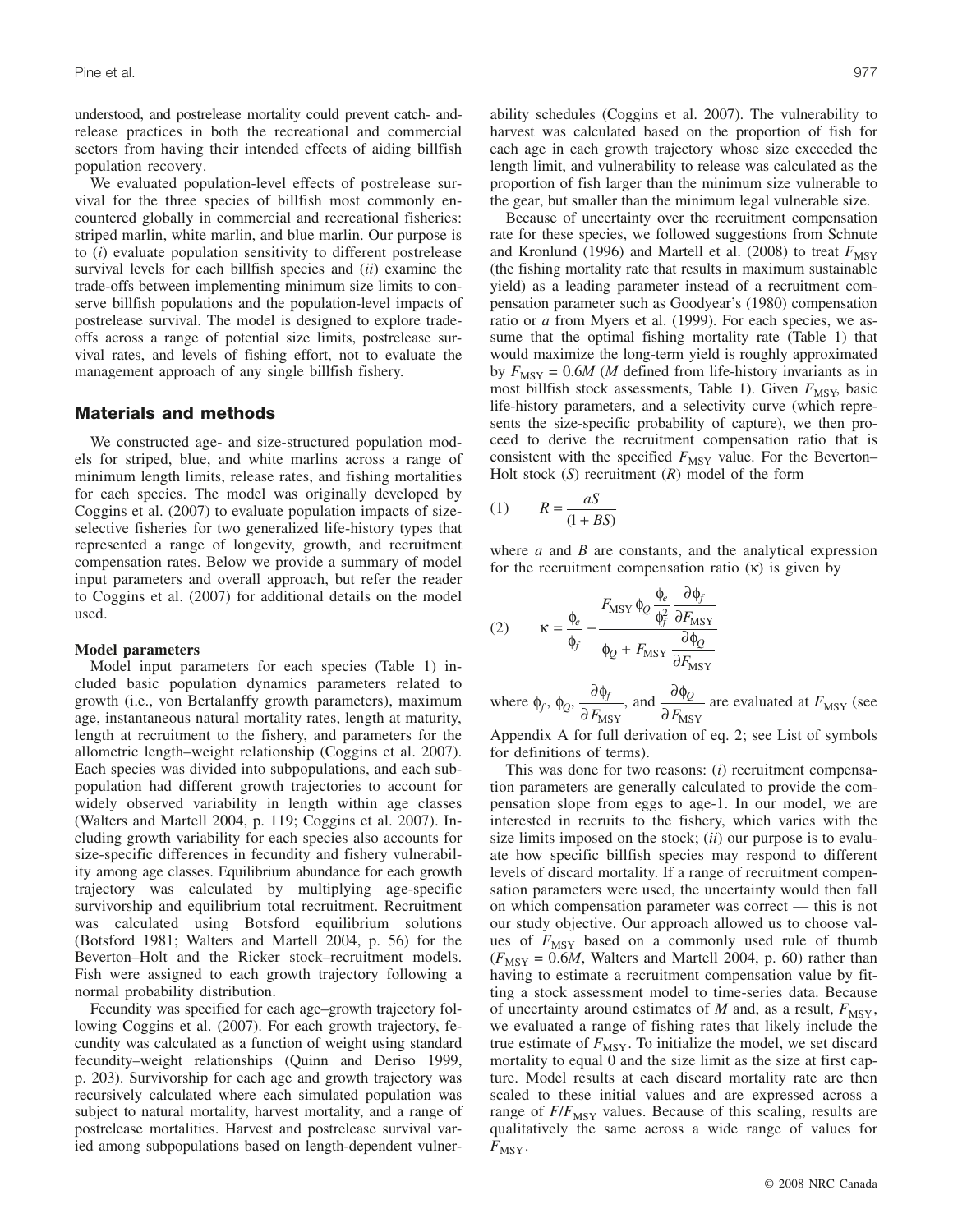understood, and postrelease mortality could prevent catch- and-release practices in both the recreational and commercial sectors from having their intended effects of aiding billfish population recovery.

We evaluated population-level effects of postrelease survival for the three species of billfish most commonly encountered globally in commercial and recreational fisheries: striped marlin, white marlin, and blue marlin. Our purpose is to (*i*) evaluate population sensitivity to different postrelease survival levels for each billfish species and (*ii*) examine the trade-offs between implementing minimum size limits to conserve billfish populations and the population-level impacts of postrelease survival. The model is designed to explore trade-offs across a range of potential size limits, postrelease survival rates, and levels of fishing effort, not to evaluate the management approach of any single billfish fishery.

## Materials and methods

We constructed age- and size-structured population models for striped, blue, and white marlins across a range of minimum length limits, release rates, and fishing mortalities for each species. The model was originally developed by Coggins et al. (2007) to evaluate population impacts of size-selective fisheries for two generalized life-history types that represented a range of longevity, growth, and recruitment compensation rates. Below we provide a summary of model input parameters and overall approach, but refer the reader to Coggins et al. (2007) for additional details on the model used.

### Model parameters

Model input parameters for each species (Table 1) included basic population dynamics parameters related to growth (i.e., von Bertalanffy growth parameters), maximum age, instantaneous natural mortality rates, length at maturity, length at recruitment to the fishery, and parameters for the allometric length–weight relationship (Coggins et al. 2007). Each species was divided into subpopulations, and each subpopulation had different growth trajectories to account for widely observed variability in length within age classes (Walters and Martell 2004, p. 119; Coggins et al. 2007). Including growth variability for each species also accounts for size-specific differences in fecundity and fishery vulnerability among age classes. Equilibrium abundance for each growth trajectory was calculated by multiplying age-specific survivorship and equilibrium total recruitment. Recruitment was calculated using Botsford equilibrium solutions (Botsford 1981; Walters and Martell 2004, p. 56) for the Beverton–Holt and the Ricker stock–recruitment models. Fish were assigned to each growth trajectory following a normal probability distribution.

Fecundity was specified for each age–growth trajectory following Coggins et al. (2007). For each growth trajectory, fecundity was calculated as a function of weight using standard fecundity–weight relationships (Quinn and Deriso 1999, p. 203). Survivorship for each age and growth trajectory was recursively calculated where each simulated population was subject to natural mortality, harvest mortality, and a range of postrelease mortalities. Harvest and postrelease survival varied among subpopulations based on length-dependent vulnerability schedules (Coggins et al. 2007). The vulnerability to harvest was calculated based on the proportion of fish for each age in each growth trajectory whose size exceeded the length limit, and vulnerability to release was calculated as the proportion of fish larger than the minimum size vulnerable to the gear, but smaller than the minimum legal vulnerable size.

Because of uncertainty over the recruitment compensation rate for these species, we followed suggestions from Schnute and Kronlund (1996) and Martell et al. (2008) to treat $F_{\mathrm{MSY}}$ (the fishing mortality rate that results in maximum sustainable yield) as a leading parameter instead of a recruitment compensation parameter such as Goodyear's (1980) compensation ratio or $a$ from Myers et al. (1999). For each species, we assume that the optimal fishing mortality rate (Table 1) that would maximize the long-term yield is roughly approximated by $F_{\mathrm{MSY}} = 0.6M$ ($M$ defined from life-history invariants as in most billfish stock assessments, Table 1). Given $F_{\mathrm{MSY}}$, basic life-history parameters, and a selectivity curve (which represents the size-specific probability of capture), we then proceed to derive the recruitment compensation ratio that is consistent with the specified $F_{\mathrm{MSY}}$ value. For the Beverton–Holt stock ($S$) recruitment ($R$) model of the form

$$(1) \qquad R = \frac{aS}{(1 + BS)}$$

where $a$ and $B$ are constants, and the analytical expression for the recruitment compensation ratio ($\kappa$) is given by

$$(2) \qquad \kappa = \frac{\phi_e}{\phi_f} - \frac{F_{\mathrm{MSY}}\,\phi_Q \dfrac{\phi_e}{\phi_f^2} \dfrac{\partial \phi_f}{\partial F_{\mathrm{MSY}}}}{\phi_Q + F_{\mathrm{MSY}} \dfrac{\partial \phi_Q}{\partial F_{\mathrm{MSY}}}}$$

where $\phi_f$, $\phi_Q$, $\dfrac{\partial \phi_f}{\partial F_{\mathrm{MSY}}}$, and $\dfrac{\partial \phi_Q}{\partial F_{\mathrm{MSY}}}$ are evaluated at $F_{\mathrm{MSY}}$ (see Appendix A for full derivation of eq. 2; see List of symbols for definitions of terms).

This was done for two reasons: (*i*) recruitment compensation parameters are generally calculated to provide the compensation slope from eggs to age-1. In our model, we are interested in recruits to the fishery, which varies with the size limits imposed on the stock; (*ii*) our purpose is to evaluate how specific billfish species may respond to different levels of discard mortality. If a range of recruitment compensation parameters were used, the uncertainty would then fall on which compensation parameter was correct — this is not our study objective. Our approach allowed us to choose values of $F_{\mathrm{MSY}}$ based on a commonly used rule of thumb ($F_{\mathrm{MSY}} = 0.6M$, Walters and Martell 2004, p. 60) rather than having to estimate a recruitment compensation value by fitting a stock assessment model to time-series data. Because of uncertainty around estimates of $M$ and, as a result, $F_{\mathrm{MSY}}$, we evaluated a range of fishing rates that likely include the true estimate of $F_{\mathrm{MSY}}$. To initialize the model, we set discard mortality to equal 0 and the size limit as the size at first capture. Model results at each discard mortality rate are then scaled to these initial values and are expressed across a range of $F/F_{\mathrm{MSY}}$ values. Because of this scaling, results are qualitatively the same across a wide range of values for $F_{\mathrm{MSY}}$.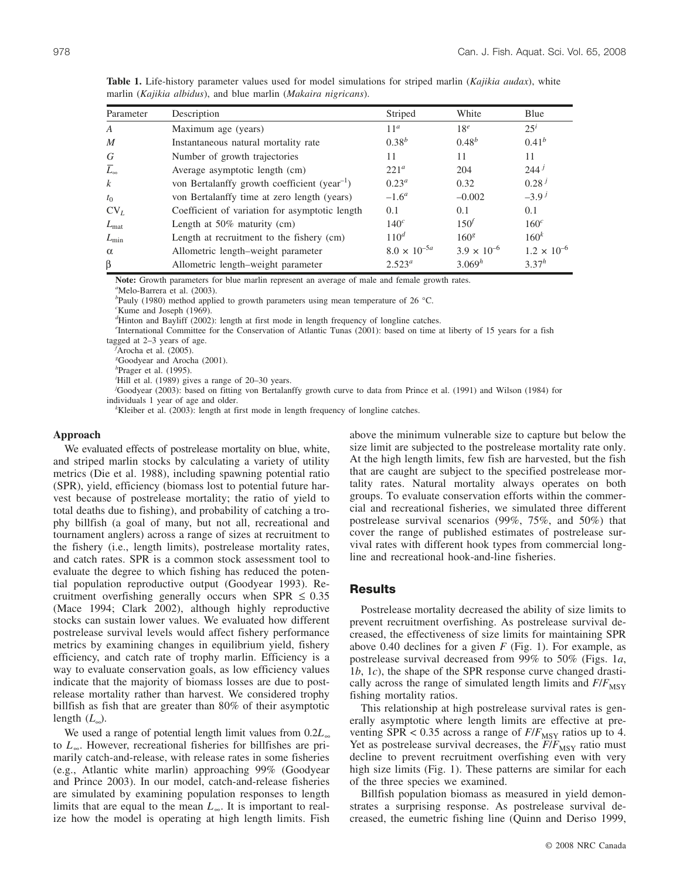**Table 1.** Life-history parameter values used for model simulations for striped marlin (*Kajikia audax*), white marlin (*Kajikia albidus*), and blue marlin (*Makaira nigricans*).

| Parameter | Description | Striped | White | Blue |
|---|---|---|---|---|
| $A$ | Maximum age (years) | 11[a] | 18[e] | 25[i] |
| $M$ | Instantaneous natural mortality rate | 0.38[b] | 0.48[b] | 0.41[b] |
| $G$ | Number of growth trajectories | 11 | 11 | 11 |
| $\overline{L}_{\infty}$ | Average asymptotic length (cm) | 221[a] | 204 | 244[j] |
| $k$ | von Bertalanffy growth coefficient (year$^{-1}$) | 0.23[a] | 0.32 | 0.28[j] |
| $t_0$ | von Bertalanffy time at zero length (years) | −1.6[a] | −0.002 | −3.9[j] |
| $CV_L$ | Coefficient of variation for asymptotic length | 0.1 | 0.1 | 0.1 |
| $L_{mat}$ | Length at 50% maturity (cm) | 140[c] | 150[f] | 160[c] |
| $L_{min}$ | Length at recruitment to the fishery (cm) | 110[d] | 160[g] | 160[k] |
| $\alpha$ | Allometric length–weight parameter | $8.0 \times 10^{-5}$[a] | $3.9 \times 10^{-6}$ | $1.2 \times 10^{-6}$ |
| $\beta$ | Allometric length–weight parameter | 2.523[a] | 3.069[h] | 3.37[h] |

**Note:** Growth parameters for blue marlin represent an average of male and female growth rates.

[a]Melo-Barrera et al. (2003).
[b]Pauly (1980) method applied to growth parameters using mean temperature of 26 °C.
[c]Kume and Joseph (1969).
[d]Hinton and Bayliff (2002): length at first mode in length frequency of longline catches.
[e]International Committee for the Conservation of Atlantic Tunas (2001): based on time at liberty of 15 years for a fish tagged at 2–3 years of age.
[f]Arocha et al. (2005).
[g]Goodyear and Arocha (2001).
[h]Prager et al. (1995).
[i]Hill et al. (1989) gives a range of 20–30 years.
[j]Goodyear (2003): based on fitting von Bertalanffy growth curve to data from Prince et al. (1991) and Wilson (1984) for individuals 1 year of age and older.
[k]Kleiber et al. (2003): length at first mode in length frequency of longline catches.

### Approach

We evaluated effects of postrelease mortality on blue, white, and striped marlin stocks by calculating a variety of utility metrics (Die et al. 1988), including spawning potential ratio (SPR), yield, efficiency (biomass lost to potential future harvest because of postrelease mortality; the ratio of yield to total deaths due to fishing), and probability of catching a trophy billfish (a goal of many, but not all, recreational and tournament anglers) across a range of sizes at recruitment to the fishery (i.e., length limits), postrelease mortality rates, and catch rates. SPR is a common stock assessment tool to evaluate the degree to which fishing has reduced the potential population reproductive output (Goodyear 1993). Recruitment overfishing generally occurs when SPR ≤ 0.35 (Mace 1994; Clark 2002), although highly reproductive stocks can sustain lower values. We evaluated how different postrelease survival levels would affect fishery performance metrics by examining changes in equilibrium yield, fishery efficiency, and catch rate of trophy marlin. Efficiency is a way to evaluate conservation goals, as low efficiency values indicate that the majority of biomass losses are due to postrelease mortality rather than harvest. We considered trophy billfish as fish that are greater than 80% of their asymptotic length ($L_{\infty}$).

We used a range of potential length limit values from $0.2L_{\infty}$ to $L_{\infty}$. However, recreational fisheries for billfishes are primarily catch-and-release, with release rates in some fisheries (e.g., Atlantic white marlin) approaching 99% (Goodyear and Prince 2003). In our model, catch-and-release fisheries are simulated by examining population responses to length limits that are equal to the mean $L_{\infty}$. It is important to realize how the model is operating at high length limits. Fish above the minimum vulnerable size to capture but below the size limit are subjected to the postrelease mortality rate only. At the high length limits, few fish are harvested, but the fish that are caught are subject to the specified postrelease mortality rates. Natural mortality always operates on both groups. To evaluate conservation efforts within the commercial and recreational fisheries, we simulated three different postrelease survival scenarios (99%, 75%, and 50%) that cover the range of published estimates of postrelease survival rates with different hook types from commercial longline and recreational hook-and-line fisheries.

## Results

Postrelease mortality decreased the ability of size limits to prevent recruitment overfishing. As postrelease survival decreased, the effectiveness of size limits for maintaining SPR above 0.40 declines for a given $F$ (Fig. 1). For example, as postrelease survival decreased from 99% to 50% (Figs. 1*a*, 1*b*, 1*c*), the shape of the SPR response curve changed drastically across the range of simulated length limits and $F/F_{MSY}$ fishing mortality ratios.

This relationship at high postrelease survival rates is generally asymptotic where length limits are effective at preventing SPR < 0.35 across a range of $F/F_{MSY}$ ratios up to 4. Yet as postrelease survival decreases, the $F/F_{MSY}$ ratio must decline to prevent recruitment overfishing even with very high size limits (Fig. 1). These patterns are similar for each of the three species we examined.

Billfish population biomass as measured in yield demonstrates a surprising response. As postrelease survival decreased, the eumetric fishing line (Quinn and Deriso 1999,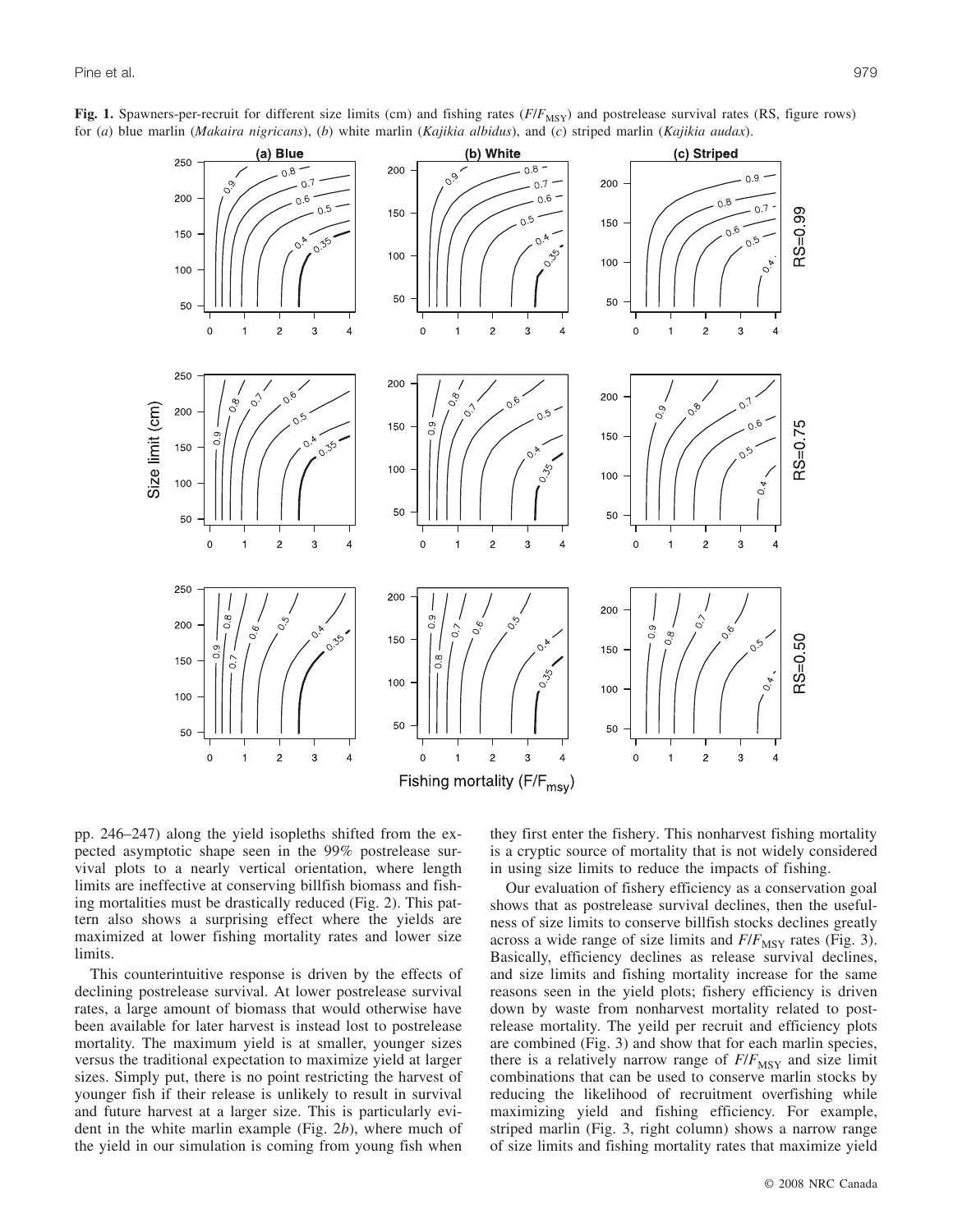**Fig. 1.** Spawners-per-recruit for different size limits (cm) and fishing rates ($F/F_{MSY}$) and postrelease survival rates (RS, figure rows) for (*a*) blue marlin (*Makaira nigricans*), (*b*) white marlin (*Kajikia albidus*), and (*c*) striped marlin (*Kajikia audax*).

pp. 246–247) along the yield isopleths shifted from the expected asymptotic shape seen in the 99% postrelease survival plots to a nearly vertical orientation, where length limits are ineffective at conserving billfish biomass and fishing mortalities must be drastically reduced (Fig. 2). This pattern also shows a surprising effect where the yields are maximized at lower fishing mortality rates and lower size limits.

This counterintuitive response is driven by the effects of declining postrelease survival. At lower postrelease survival rates, a large amount of biomass that would otherwise have been available for later harvest is instead lost to postrelease mortality. The maximum yield is at smaller, younger sizes versus the traditional expectation to maximize yield at larger sizes. Simply put, there is no point restricting the harvest of younger fish if their release is unlikely to result in survival and future harvest at a larger size. This is particularly evident in the white marlin example (Fig. 2*b*), where much of the yield in our simulation is coming from young fish when they first enter the fishery. This nonharvest fishing mortality is a cryptic source of mortality that is not widely considered in using size limits to reduce the impacts of fishing.

Our evaluation of fishery efficiency as a conservation goal shows that as postrelease survival declines, then the usefulness of size limits to conserve billfish stocks declines greatly across a wide range of size limits and $F/F_{MSY}$ rates (Fig. 3). Basically, efficiency declines as release survival declines, and size limits and fishing mortality increase for the same reasons seen in the yield plots; fishery efficiency is driven down by waste from nonharvest mortality related to postrelease mortality. The yeild per recruit and efficiency plots are combined (Fig. 3) and show that for each marlin species, there is a relatively narrow range of $F/F_{MSY}$ and size limit combinations that can be used to conserve marlin stocks by reducing the likelihood of recruitment overfishing while maximizing yield and fishing efficiency. For example, striped marlin (Fig. 3, right column) shows a narrow range of size limits and fishing mortality rates that maximize yield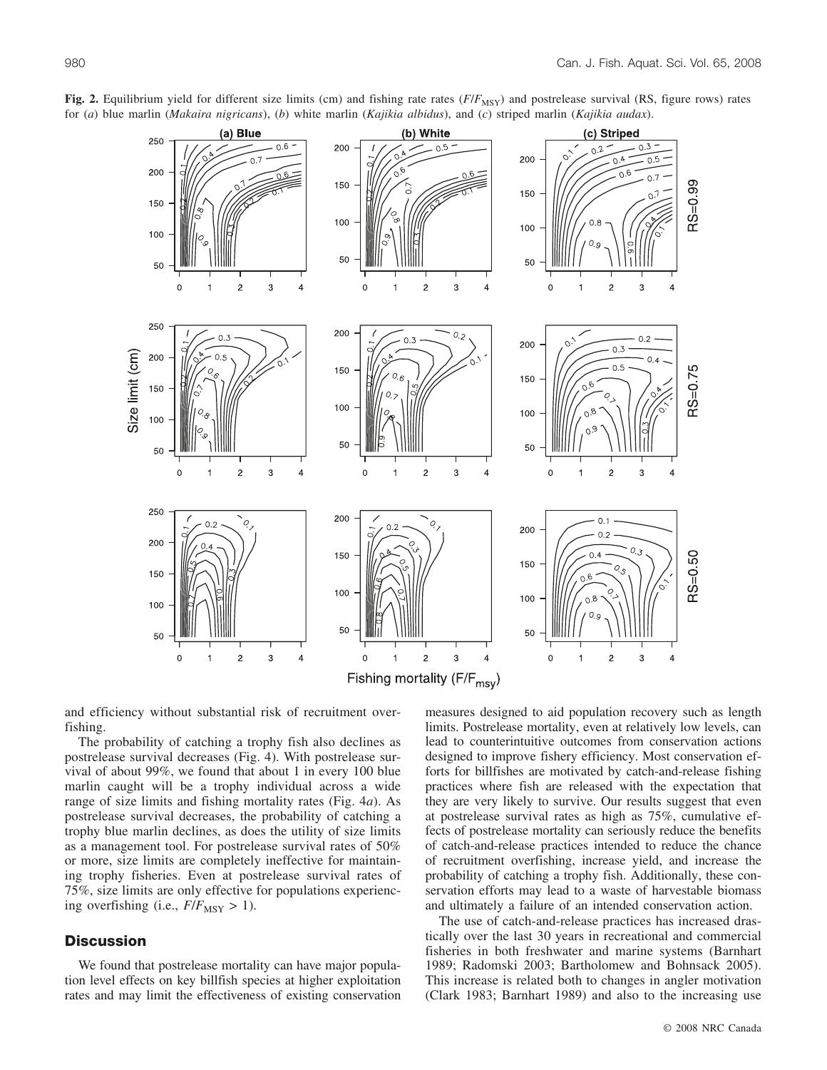**Fig. 2.** Equilibrium yield for different size limits (cm) and fishing rate rates ($F/F_{MSY}$) and postrelease survival (RS, figure rows) rates for (*a*) blue marlin (*Makaira nigricans*), (*b*) white marlin (*Kajikia albidus*), and (*c*) striped marlin (*Kajikia audax*).

and efficiency without substantial risk of recruitment overfishing.

The probability of catching a trophy fish also declines as postrelease survival decreases (Fig. 4). With postrelease survival of about 99%, we found that about 1 in every 100 blue marlin caught will be a trophy individual across a wide range of size limits and fishing mortality rates (Fig. 4*a*). As postrelease survival decreases, the probability of catching a trophy blue marlin declines, as does the utility of size limits as a management tool. For postrelease survival rates of 50% or more, size limits are completely ineffective for maintaining trophy fisheries. Even at postrelease survival rates of 75%, size limits are only effective for populations experiencing overfishing (i.e., $F/F_{MSY} > 1$).

## Discussion

We found that postrelease mortality can have major population level effects on key billfish species at higher exploitation rates and may limit the effectiveness of existing conservation measures designed to aid population recovery such as length limits. Postrelease mortality, even at relatively low levels, can lead to counterintuitive outcomes from conservation actions designed to improve fishery efficiency. Most conservation efforts for billfishes are motivated by catch-and-release fishing practices where fish are released with the expectation that they are very likely to survive. Our results suggest that even at postrelease survival rates as high as 75%, cumulative effects of postrelease mortality can seriously reduce the benefits of catch-and-release practices intended to reduce the chance of recruitment overfishing, increase yield, and increase the probability of catching a trophy fish. Additionally, these conservation efforts may lead to a waste of harvestable biomass and ultimately a failure of an intended conservation action.

The use of catch-and-release practices has increased drastically over the last 30 years in recreational and commercial fisheries in both freshwater and marine systems (Barnhart 1989; Radomski 2003; Bartholomew and Bohnsack 2005). This increase is related both to changes in angler motivation (Clark 1983; Barnhart 1989) and also to the increasing use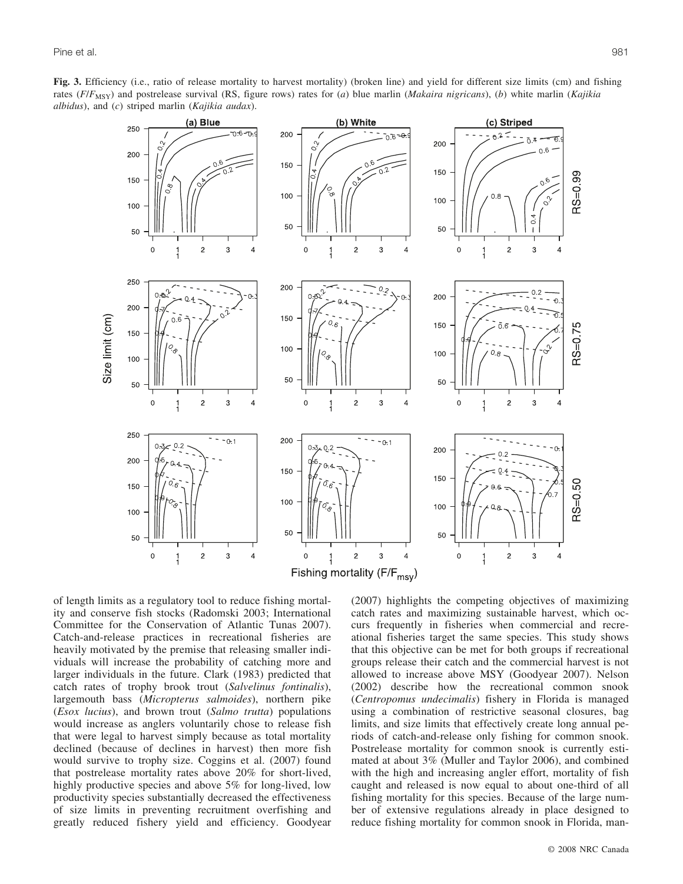**Fig. 3.** Efficiency (i.e., ratio of release mortality to harvest mortality) (broken line) and yield for different size limits (cm) and fishing rates ($F/F_{MSY}$) and postrelease survival (RS, figure rows) rates for (*a*) blue marlin (*Makaira nigricans*), (*b*) white marlin (*Kajikia albidus*), and (*c*) striped marlin (*Kajikia audax*).

of length limits as a regulatory tool to reduce fishing mortality and conserve fish stocks (Radomski 2003; International Committee for the Conservation of Atlantic Tunas 2007). Catch-and-release practices in recreational fisheries are heavily motivated by the premise that releasing smaller individuals will increase the probability of catching more and larger individuals in the future. Clark (1983) predicted that catch rates of trophy brook trout (*Salvelinus fontinalis*), largemouth bass (*Micropterus salmoides*), northern pike (*Esox lucius*), and brown trout (*Salmo trutta*) populations would increase as anglers voluntarily chose to release fish that were legal to harvest simply because as total mortality declined (because of declines in harvest) then more fish would survive to trophy size. Coggins et al. (2007) found that postrelease mortality rates above 20% for short-lived, highly productive species and above 5% for long-lived, low productivity species substantially decreased the effectiveness of size limits in preventing recruitment overfishing and greatly reduced fishery yield and efficiency. Goodyear (2007) highlights the competing objectives of maximizing catch rates and maximizing sustainable harvest, which occurs frequently in fisheries when commercial and recreational fisheries target the same species. This study shows that this objective can be met for both groups if recreational groups release their catch and the commercial harvest is not allowed to increase above MSY (Goodyear 2007). Nelson (2002) describe how the recreational common snook (*Centropomus undecimalis*) fishery in Florida is managed using a combination of restrictive seasonal closures, bag limits, and size limits that effectively create long annual periods of catch-and-release only fishing for common snook. Postrelease mortality for common snook is currently estimated at about 3% (Muller and Taylor 2006), and combined with the high and increasing angler effort, mortality of fish caught and released is now equal to about one-third of all fishing mortality for this species. Because of the large number of extensive regulations already in place designed to reduce fishing mortality for common snook in Florida, man-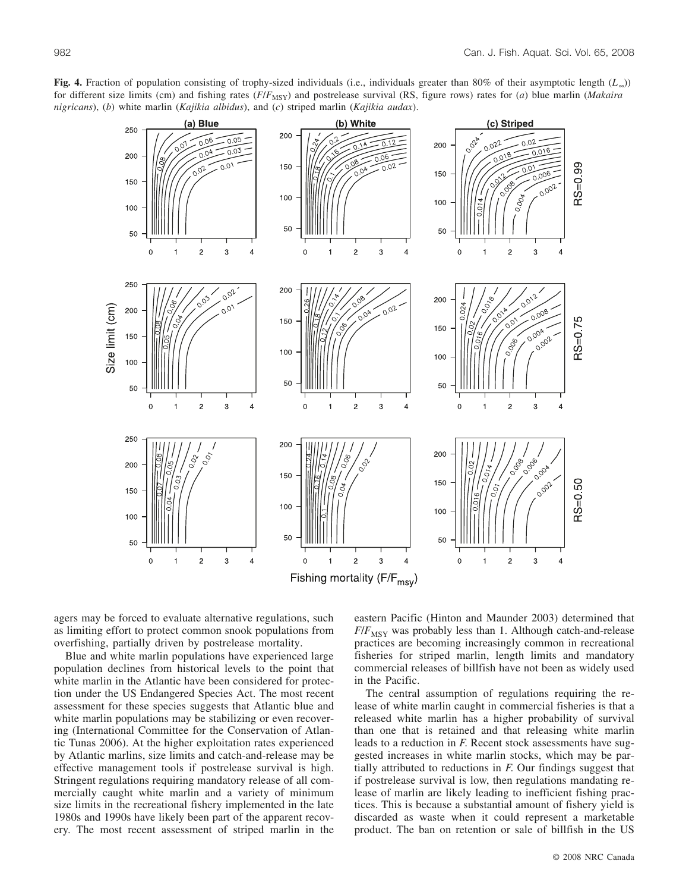**Fig. 4.** Fraction of population consisting of trophy-sized individuals (i.e., individuals greater than 80% of their asymptotic length ($L_\infty$)) for different size limits (cm) and fishing rates ($F/F_{MSY}$) and postrelease survival (RS, figure rows) rates for (*a*) blue marlin (*Makaira nigricans*), (*b*) white marlin (*Kajikia albidus*), and (*c*) striped marlin (*Kajikia audax*).

agers may be forced to evaluate alternative regulations, such as limiting effort to protect common snook populations from overfishing, partially driven by postrelease mortality.

Blue and white marlin populations have experienced large population declines from historical levels to the point that white marlin in the Atlantic have been considered for protection under the US Endangered Species Act. The most recent assessment for these species suggests that Atlantic blue and white marlin populations may be stabilizing or even recovering (International Committee for the Conservation of Atlantic Tunas 2006). At the higher exploitation rates experienced by Atlantic marlins, size limits and catch-and-release may be effective management tools if postrelease survival is high. Stringent regulations requiring mandatory release of all commercially caught white marlin and a variety of minimum size limits in the recreational fishery implemented in the late 1980s and 1990s have likely been part of the apparent recovery. The most recent assessment of striped marlin in the eastern Pacific (Hinton and Maunder 2003) determined that $F/F_{MSY}$ was probably less than 1. Although catch-and-release practices are becoming increasingly common in recreational fisheries for striped marlin, length limits and mandatory commercial releases of billfish have not been as widely used in the Pacific.

The central assumption of regulations requiring the release of white marlin caught in commercial fisheries is that a released white marlin has a higher probability of survival than one that is retained and that releasing white marlin leads to a reduction in *F*. Recent stock assessments have suggested increases in white marlin stocks, which may be partially attributed to reductions in *F*. Our findings suggest that if postrelease survival is low, then regulations mandating release of marlin are likely leading to inefficient fishing practices. This is because a substantial amount of fishery yield is discarded as waste when it could represent a marketable product. The ban on retention or sale of billfish in the US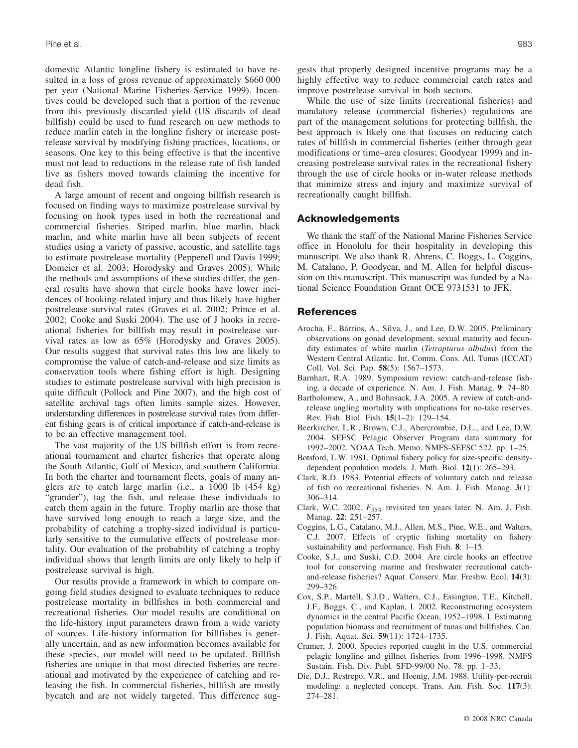domestic Atlantic longline fishery is estimated to have resulted in a loss of gross revenue of approximately $660 000 per year (National Marine Fisheries Service 1999). Incentives could be developed such that a portion of the revenue from this previously discarded yield (US discards of dead billfish) could be used to fund research on new methods to reduce marlin catch in the longline fishery or increase postrelease survival by modifying fishing practices, locations, or seasons. One key to this being effective is that the incentive must not lead to reductions in the release rate of fish landed live as fishers moved towards claiming the incentive for dead fish.

A large amount of recent and ongoing billfish research is focused on finding ways to maximize postrelease survival by focusing on hook types used in both the recreational and commercial fisheries. Striped marlin, blue marlin, black marlin, and white marlin have all been subjects of recent studies using a variety of passive, acoustic, and satellite tags to estimate postrelease mortality (Pepperell and Davis 1999; Domeier et al. 2003; Horodysky and Graves 2005). While the methods and assumptions of these studies differ, the general results have shown that circle hooks have lower incidences of hooking-related injury and thus likely have higher postrelease survival rates (Graves et al. 2002; Prince et al. 2002; Cooke and Suski 2004). The use of J hooks in recreational fisheries for billfish may result in postrelease survival rates as low as 65% (Horodysky and Graves 2005). Our results suggest that survival rates this low are likely to compromise the value of catch-and-release and size limits as conservation tools where fishing effort is high. Designing studies to estimate postrelease survival with high precision is quite difficult (Pollock and Pine 2007), and the high cost of satellite archival tags often limits sample sizes. However, understanding differences in postrelease survival rates from different fishing gears is of critical importance if catch-and-release is to be an effective management tool.

The vast majority of the US billfish effort is from recreational tournament and charter fisheries that operate along the South Atlantic, Gulf of Mexico, and southern California. In both the charter and tournament fleets, goals of many anglers are to catch large marlin (i.e., a 1000 lb (454 kg) "grander"), tag the fish, and release these individuals to catch them again in the future. Trophy marlin are those that have survived long enough to reach a large size, and the probability of catching a trophy-sized individual is particularly sensitive to the cumulative effects of postrelease mortality. Our evaluation of the probability of catching a trophy individual shows that length limits are only likely to help if postrelease survival is high.

Our results provide a framework in which to compare ongoing field studies designed to evaluate techniques to reduce postrelease mortality in billfishes in both commercial and recreational fisheries. Our model results are conditional on the life-history input parameters drawn from a wide variety of sources. Life-history information for billfishes is generally uncertain, and as new information becomes available for these species, our model will need to be updated. Billfish fisheries are unique in that most directed fisheries are recreational and motivated by the experience of catching and releasing the fish. In commercial fisheries, billfish are mostly bycatch and are not widely targeted. This difference suggests that properly designed incentive programs may be a highly effective way to reduce commercial catch rates and improve postrelease survival in both sectors.

While the use of size limits (recreational fisheries) and mandatory release (commercial fisheries) regulations are part of the management solutions for protecting billfish, the best approach is likely one that focuses on reducing catch rates of billfish in commercial fisheries (either through gear modifications or time–area closures; Goodyear 1999) and increasing postrelease survival rates in the recreational fishery through the use of circle hooks or in-water release methods that minimize stress and injury and maximize survival of recreationally caught billfish.

## Acknowledgements

We thank the staff of the National Marine Fisheries Service office in Honolulu for their hospitality in developing this manuscript. We also thank R. Ahrens, C. Boggs, L. Coggins, M. Catalano, P. Goodyear, and M. Allen for helpful discussion on this manuscript. This manuscript was funded by a National Science Foundation Grant OCE 9731531 to JFK.

## References

Arocha, F., Bárrios, A., Silva, J., and Lee, D.W. 2005. Preliminary observations on gonad development, sexual maturity and fecundity estimates of white marlin (*Tetrapturus albidus*) from the Western Central Atlantic. Int. Comm. Cons. Atl. Tunas (ICCAT) Coll. Vol. Sci. Pap. **58**(5): 1567–1573.

Barnhart, R.A. 1989. Symposium review: catch-and-release fishing, a decade of experience. N. Am. J. Fish. Manag. **9**: 74–80.

Bartholomew, A., and Bohnsack, J.A. 2005. A review of catch-and-release angling mortality with implications for no-take reserves. Rev. Fish. Biol. Fish. **15**(1–2): 129–154.

Beerkircher, L.R., Brown, C.J., Abercrombie, D.L., and Lee, D.W. 2004. SEFSC Pelagic Observer Program data summary for 1992–2002. NOAA Tech. Memo. NMFS-SEFSC 522. pp. 1–25.

Botsford, L.W. 1981. Optimal fishery policy for size-specific density-dependent population models. J. Math. Biol. **12**(1): 265–293.

Clark, R.D. 1983. Potential effects of voluntary catch and release of fish on recreational fisheries. N. Am. J. Fish. Manag. **3**(1): 306–314.

Clark, W.C. 2002. $F_{35\%}$ revisited ten years later. N. Am. J. Fish. Manag. **22**: 251–257.

Coggins, L.G., Catalano, M.J., Allen, M.S., Pine, W.E., and Walters, C.J. 2007. Effects of cryptic fishing mortality on fishery sustainability and performance. Fish Fish. **8**: 1–15.

Cooke, S.J., and Suski, C.D. 2004. Are circle hooks an effective tool for conserving marine and freshwater recreational catch-and-release fisheries? Aquat. Conserv. Mar. Freshw. Ecol. **14**(3): 299–326.

Cox, S.P., Martell, S.J.D., Walters, C.J., Essington, T.E., Kitchell, J.F., Boggs, C., and Kaplan, I. 2002. Reconstructing ecosystem dynamics in the central Pacific Ocean, 1952–1998. I. Estimating population biomass and recruitment of tunas and billfishes. Can. J. Fish. Aquat. Sci. **59**(11): 1724–1735.

Cramer, J. 2000. Species reported caught in the U.S. commercial pelagic longline and gillnet fisheries from 1996–1998. NMFS Sustain. Fish. Div. Publ. SFD-99/00 No. 78. pp. 1–33.

Die, D.J., Restrepo, V.R., and Hoenig, J.M. 1988. Utility-per-recruit modeling: a neglected concept. Trans. Am. Fish. Soc. **117**(3): 274–281.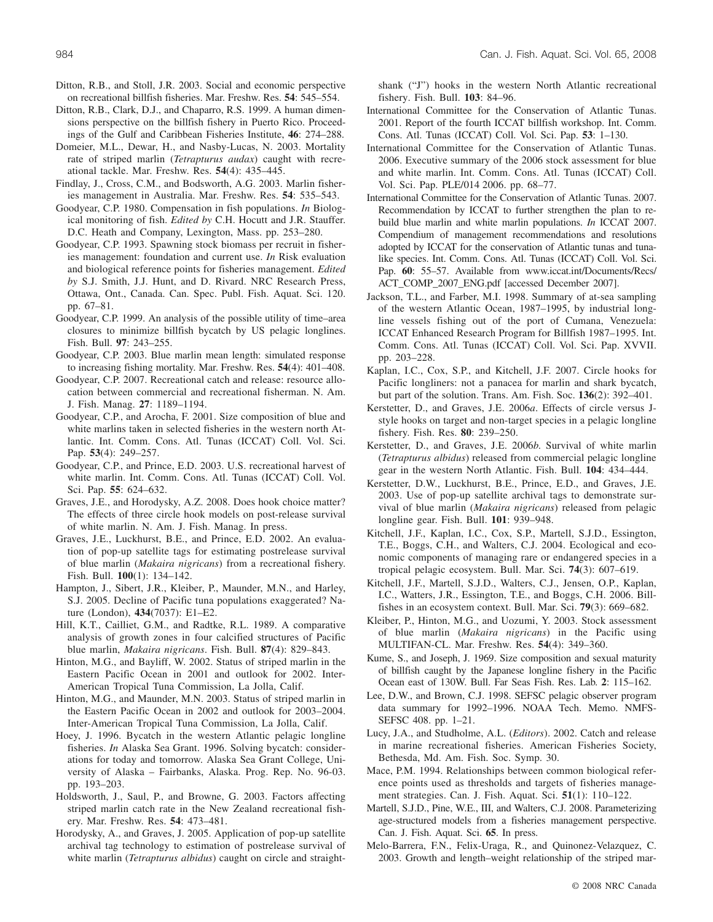Ditton, R.B., and Stoll, J.R. 2003. Social and economic perspective on recreational billfish fisheries. Mar. Freshw. Res. **54**: 545–554.

Ditton, R.B., Clark, D.J., and Chaparro, R.S. 1999. A human dimensions perspective on the billfish fishery in Puerto Rico. Proceedings of the Gulf and Caribbean Fisheries Institute, **46**: 274–288.

Domeier, M.L., Dewar, H., and Nasby-Lucas, N. 2003. Mortality rate of striped marlin (*Tetrapturus audax*) caught with recreational tackle. Mar. Freshw. Res. **54**(4): 435–445.

Findlay, J., Cross, C.M., and Bodsworth, A.G. 2003. Marlin fisheries management in Australia. Mar. Freshw. Res. **54**: 535–543.

Goodyear, C.P. 1980. Compensation in fish populations. *In* Biological monitoring of fish. *Edited by* C.H. Hocutt and J.R. Stauffer. D.C. Heath and Company, Lexington, Mass. pp. 253–280.

Goodyear, C.P. 1993. Spawning stock biomass per recruit in fisheries management: foundation and current use. *In* Risk evaluation and biological reference points for fisheries management. *Edited by* S.J. Smith, J.J. Hunt, and D. Rivard. NRC Research Press, Ottawa, Ont., Canada. Can. Spec. Publ. Fish. Aquat. Sci. 120. pp. 67–81.

Goodyear, C.P. 1999. An analysis of the possible utility of time–area closures to minimize billfish bycatch by US pelagic longlines. Fish. Bull. **97**: 243–255.

Goodyear, C.P. 2003. Blue marlin mean length: simulated response to increasing fishing mortality. Mar. Freshw. Res. **54**(4): 401–408.

Goodyear, C.P. 2007. Recreational catch and release: resource allocation between commercial and recreational fisherman. N. Am. J. Fish. Manag. **27**: 1189–1194.

Goodyear, C.P., and Arocha, F. 2001. Size composition of blue and white marlins taken in selected fisheries in the western north Atlantic. Int. Comm. Cons. Atl. Tunas (ICCAT) Coll. Vol. Sci. Pap. **53**(4): 249–257.

Goodyear, C.P., and Prince, E.D. 2003. U.S. recreational harvest of white marlin. Int. Comm. Cons. Atl. Tunas (ICCAT) Coll. Vol. Sci. Pap. **55**: 624–632.

Graves, J.E., and Horodysky, A.Z. 2008. Does hook choice matter? The effects of three circle hook models on post-release survival of white marlin. N. Am. J. Fish. Manag. In press.

Graves, J.E., Luckhurst, B.E., and Prince, E.D. 2002. An evaluation of pop-up satellite tags for estimating postrelease survival of blue marlin (*Makaira nigricans*) from a recreational fishery. Fish. Bull. **100**(1): 134–142.

Hampton, J., Sibert, J.R., Kleiber, P., Maunder, M.N., and Harley, S.J. 2005. Decline of Pacific tuna populations exaggerated? Nature (London), **434**(7037): E1–E2.

Hill, K.T., Cailliet, G.M., and Radtke, R.L. 1989. A comparative analysis of growth zones in four calcified structures of Pacific blue marlin, *Makaira nigricans*. Fish. Bull. **87**(4): 829–843.

Hinton, M.G., and Bayliff, W. 2002. Status of striped marlin in the Eastern Pacific Ocean in 2001 and outlook for 2002. Inter-American Tropical Tuna Commission, La Jolla, Calif.

Hinton, M.G., and Maunder, M.N. 2003. Status of striped marlin in the Eastern Pacific Ocean in 2002 and outlook for 2003–2004. Inter-American Tropical Tuna Commission, La Jolla, Calif.

Hoey, J. 1996. Bycatch in the western Atlantic pelagic longline fisheries. *In* Alaska Sea Grant. 1996. Solving bycatch: considerations for today and tomorrow. Alaska Sea Grant College, University of Alaska – Fairbanks, Alaska. Prog. Rep. No. 96-03. pp. 193–203.

Holdsworth, J., Saul, P., and Browne, G. 2003. Factors affecting striped marlin catch rate in the New Zealand recreational fishery. Mar. Freshw. Res. **54**: 473–481.

Horodysky, A., and Graves, J. 2005. Application of pop-up satellite archival tag technology to estimation of postrelease survival of white marlin (*Tetrapturus albidus*) caught on circle and straight-shank ("J") hooks in the western North Atlantic recreational fishery. Fish. Bull. **103**: 84–96.

International Committee for the Conservation of Atlantic Tunas. 2001. Report of the fourth ICCAT billfish workshop. Int. Comm. Cons. Atl. Tunas (ICCAT) Coll. Vol. Sci. Pap. **53**: 1–130.

International Committee for the Conservation of Atlantic Tunas. 2006. Executive summary of the 2006 stock assessment for blue and white marlin. Int. Comm. Cons. Atl. Tunas (ICCAT) Coll. Vol. Sci. Pap. PLE/014 2006. pp. 68–77.

International Committee for the Conservation of Atlantic Tunas. 2007. Recommendation by ICCAT to further strengthen the plan to rebuild blue marlin and white marlin populations. *In* ICCAT 2007. Compendium of management recommendations and resolutions adopted by ICCAT for the conservation of Atlantic tunas and tuna-like species. Int. Comm. Cons. Atl. Tunas (ICCAT) Coll. Vol. Sci. Pap. **60**: 55–57. Available from www.iccat.int/Documents/Recs/ACT_COMP_2007_ENG.pdf [accessed December 2007].

Jackson, T.L., and Farber, M.I. 1998. Summary of at-sea sampling of the western Atlantic Ocean, 1987–1995, by industrial longline vessels fishing out of the port of Cumana, Venezuela: ICCAT Enhanced Research Program for Billfish 1987–1995. Int. Comm. Cons. Atl. Tunas (ICCAT) Coll. Vol. Sci. Pap. XVVII. pp. 203–228.

Kaplan, I.C., Cox, S.P., and Kitchell, J.F. 2007. Circle hooks for Pacific longliners: not a panacea for marlin and shark bycatch, but part of the solution. Trans. Am. Fish. Soc. **136**(2): 392–401.

Kerstetter, D., and Graves, J.E. 2006*a*. Effects of circle versus J-style hooks on target and non-target species in a pelagic longline fishery. Fish. Res. **80**: 239–250.

Kerstetter, D., and Graves, J.E. 2006*b*. Survival of white marlin (*Tetrapturus albidus*) released from commercial pelagic longline gear in the western North Atlantic. Fish. Bull. **104**: 434–444.

Kerstetter, D.W., Luckhurst, B.E., Prince, E.D., and Graves, J.E. 2003. Use of pop-up satellite archival tags to demonstrate survival of blue marlin (*Makaira nigricans*) released from pelagic longline gear. Fish. Bull. **101**: 939–948.

Kitchell, J.F., Kaplan, I.C., Cox, S.P., Martell, S.J.D., Essington, T.E., Boggs, C.H., and Walters, C.J. 2004. Ecological and economic components of managing rare or endangered species in a tropical pelagic ecosystem. Bull. Mar. Sci. **74**(3): 607–619.

Kitchell, J.F., Martell, S.J.D., Walters, C.J., Jensen, O.P., Kaplan, I.C., Watters, J.R., Essington, T.E., and Boggs, C.H. 2006. Billfishes in an ecosystem context. Bull. Mar. Sci. **79**(3): 669–682.

Kleiber, P., Hinton, M.G., and Uozumi, Y. 2003. Stock assessment of blue marlin (*Makaira nigricans*) in the Pacific using MULTIFAN-CL. Mar. Freshw. Res. **54**(4): 349–360.

Kume, S., and Joseph, J. 1969. Size composition and sexual maturity of billfish caught by the Japanese longline fishery in the Pacific Ocean east of 130W. Bull. Far Seas Fish. Res. Lab. **2**: 115–162.

Lee, D.W., and Brown, C.J. 1998. SEFSC pelagic observer program data summary for 1992–1996. NOAA Tech. Memo. NMFS-SEFSC 408. pp. 1–21.

Lucy, J.A., and Studholme, A.L. (*Editors*). 2002. Catch and release in marine recreational fisheries. American Fisheries Society, Bethesda, Md. Am. Fish. Soc. Symp. 30.

Mace, P.M. 1994. Relationships between common biological reference points used as thresholds and targets of fisheries management strategies. Can. J. Fish. Aquat. Sci. **51**(1): 110–122.

Martell, S.J.D., Pine, W.E., III, and Walters, C.J. 2008. Parameterizing age-structured models from a fisheries management perspective. Can. J. Fish. Aquat. Sci. **65**. In press.

Melo-Barrera, F.N., Felix-Uraga, R., and Quinonez-Velazquez, C. 2003. Growth and length–weight relationship of the striped mar-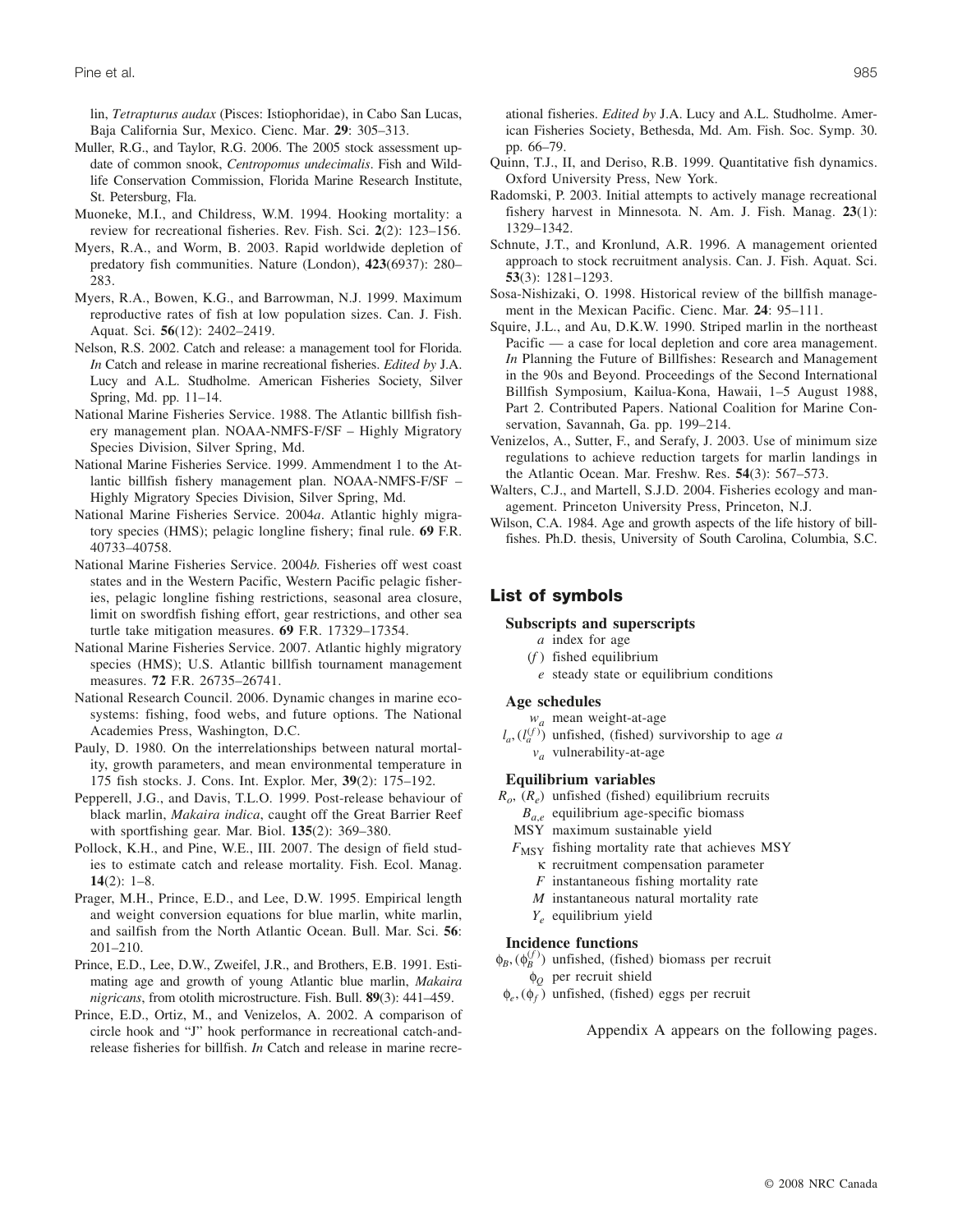lin, *Tetrapturus audax* (Pisces: Istiophoridae), in Cabo San Lucas, Baja California Sur, Mexico. Cienc. Mar. **29**: 305–313.

Muller, R.G., and Taylor, R.G. 2006. The 2005 stock assessment update of common snook, *Centropomus undecimalis*. Fish and Wildlife Conservation Commission, Florida Marine Research Institute, St. Petersburg, Fla.

Muoneke, M.I., and Childress, W.M. 1994. Hooking mortality: a review for recreational fisheries. Rev. Fish. Sci. **2**(2): 123–156.

Myers, R.A., and Worm, B. 2003. Rapid worldwide depletion of predatory fish communities. Nature (London), **423**(6937): 280–283.

Myers, R.A., Bowen, K.G., and Barrowman, N.J. 1999. Maximum reproductive rates of fish at low population sizes. Can. J. Fish. Aquat. Sci. **56**(12): 2402–2419.

Nelson, R.S. 2002. Catch and release: a management tool for Florida. *In* Catch and release in marine recreational fisheries. *Edited by* J.A. Lucy and A.L. Studholme. American Fisheries Society, Silver Spring, Md. pp. 11–14.

National Marine Fisheries Service. 1988. The Atlantic billfish fishery management plan. NOAA-NMFS-F/SF – Highly Migratory Species Division, Silver Spring, Md.

National Marine Fisheries Service. 1999. Ammendment 1 to the Atlantic billfish fishery management plan. NOAA-NMFS-F/SF – Highly Migratory Species Division, Silver Spring, Md.

National Marine Fisheries Service. 2004*a*. Atlantic highly migratory species (HMS); pelagic longline fishery; final rule. **69** F.R. 40733–40758.

National Marine Fisheries Service. 2004*b*. Fisheries off west coast states and in the Western Pacific, Western Pacific pelagic fisheries, pelagic longline fishing restrictions, seasonal area closure, limit on swordfish fishing effort, gear restrictions, and other sea turtle take mitigation measures. **69** F.R. 17329–17354.

National Marine Fisheries Service. 2007. Atlantic highly migratory species (HMS); U.S. Atlantic billfish tournament management measures. **72** F.R. 26735–26741.

National Research Council. 2006. Dynamic changes in marine ecosystems: fishing, food webs, and future options. The National Academies Press, Washington, D.C.

Pauly, D. 1980. On the interrelationships between natural mortality, growth parameters, and mean environmental temperature in 175 fish stocks. J. Cons. Int. Explor. Mer, **39**(2): 175–192.

Pepperell, J.G., and Davis, T.L.O. 1999. Post-release behaviour of black marlin, *Makaira indica*, caught off the Great Barrier Reef with sportfishing gear. Mar. Biol. **135**(2): 369–380.

Pollock, K.H., and Pine, W.E., III. 2007. The design of field studies to estimate catch and release mortality. Fish. Ecol. Manag. **14**(2): 1–8.

Prager, M.H., Prince, E.D., and Lee, D.W. 1995. Empirical length and weight conversion equations for blue marlin, white marlin, and sailfish from the North Atlantic Ocean. Bull. Mar. Sci. **56**: 201–210.

Prince, E.D., Lee, D.W., Zweifel, J.R., and Brothers, E.B. 1991. Estimating age and growth of young Atlantic blue marlin, *Makaira nigricans*, from otolith microstructure. Fish. Bull. **89**(3): 441–459.

Prince, E.D., Ortiz, M., and Venizelos, A. 2002. A comparison of circle hook and "J" hook performance in recreational catch-and-release fisheries for billfish. *In* Catch and release in marine recreational fisheries. *Edited by* J.A. Lucy and A.L. Studholme. American Fisheries Society, Bethesda, Md. Am. Fish. Soc. Symp. 30. pp. 66–79.

Quinn, T.J., II, and Deriso, R.B. 1999. Quantitative fish dynamics. Oxford University Press, New York.

Radomski, P. 2003. Initial attempts to actively manage recreational fishery harvest in Minnesota. N. Am. J. Fish. Manag. **23**(1): 1329–1342.

Schnute, J.T., and Kronlund, A.R. 1996. A management oriented approach to stock recruitment analysis. Can. J. Fish. Aquat. Sci. **53**(3): 1281–1293.

Sosa-Nishizaki, O. 1998. Historical review of the billfish management in the Mexican Pacific. Cienc. Mar. **24**: 95–111.

Squire, J.L., and Au, D.K.W. 1990. Striped marlin in the northeast Pacific — a case for local depletion and core area management. *In* Planning the Future of Billfishes: Research and Management in the 90s and Beyond. Proceedings of the Second International Billfish Symposium, Kailua-Kona, Hawaii, 1–5 August 1988, Part 2. Contributed Papers. National Coalition for Marine Conservation, Savannah, Ga. pp. 199–214.

Venizelos, A., Sutter, F., and Serafy, J. 2003. Use of minimum size regulations to achieve reduction targets for marlin landings in the Atlantic Ocean. Mar. Freshw. Res. **54**(3): 567–573.

Walters, C.J., and Martell, S.J.D. 2004. Fisheries ecology and management. Princeton University Press, Princeton, N.J.

Wilson, C.A. 1984. Age and growth aspects of the life history of billfishes. Ph.D. thesis, University of South Carolina, Columbia, S.C.

## List of symbols

### Subscripts and superscripts

- $a$ index for age
- $(f)$ fished equilibrium
- $e$ steady state or equilibrium conditions

### Age schedules

- $w_a$ mean weight-at-age
- $l_a, (l_a^{(f)})$ unfished, (fished) survivorship to age $a$
- $v_a$ vulnerability-at-age

### Equilibrium variables

- $R_o$, $(R_e)$ unfished (fished) equilibrium recruits
- $B_{a,e}$ equilibrium age-specific biomass
- MSY maximum sustainable yield
- $F_{\mathrm{MSY}}$ fishing mortality rate that achieves MSY
- $\kappa$ recruitment compensation parameter
- $F$ instantaneous fishing mortality rate
- $M$ instantaneous natural mortality rate
- $Y_e$ equilibrium yield

### Incidence functions

- $\phi_B, (\phi_B^{(f)})$ unfished, (fished) biomass per recruit
- $\phi_Q$ per recruit shield
- $\phi_e, (\phi_f)$ unfished, (fished) eggs per recruit

Appendix A appears on the following pages.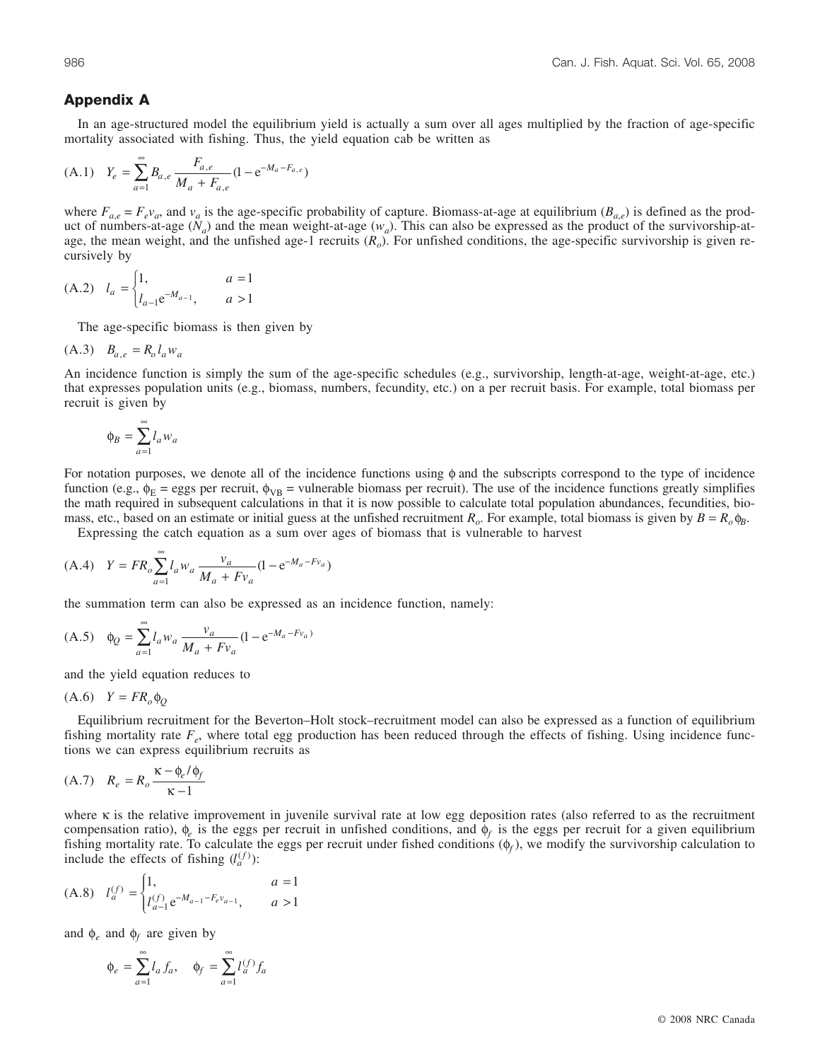## Appendix A

In an age-structured model the equilibrium yield is actually a sum over all ages multiplied by the fraction of age-specific mortality associated with fishing. Thus, the yield equation cab be written as

$$(\text{A.1}) \quad Y_e = \sum_{a=1}^{\infty} B_{a,e} \frac{F_{a,e}}{M_a + F_{a,e}} (1 - \mathrm{e}^{-M_a - F_{a,e}})$$

where $F_{a,e} = F_e v_a$, and $v_a$ is the age-specific probability of capture. Biomass-at-age at equilibrium ($B_{a,e}$) is defined as the product of numbers-at-age ($N_a$) and the mean weight-at-age ($w_a$). This can also be expressed as the product of the survivorship-at-age, the mean weight, and the unfished age-1 recruits ($R_o$). For unfished conditions, the age-specific survivorship is given recursively by

$$(\text{A.2}) \quad l_a = \begin{cases} 1, & a = 1 \\ l_{a-1}\mathrm{e}^{-M_{a-1}}, & a > 1 \end{cases}$$

The age-specific biomass is then given by

$$(\text{A.3}) \quad B_{a,e} = R_o l_a w_a$$

An incidence function is simply the sum of the age-specific schedules (e.g., survivorship, length-at-age, weight-at-age, etc.) that expresses population units (e.g., biomass, numbers, fecundity, etc.) on a per recruit basis. For example, total biomass per recruit is given by

$$\phi_B = \sum_{a=1}^{\infty} l_a w_a$$

For notation purposes, we denote all of the incidence functions using $\phi$ and the subscripts correspond to the type of incidence function (e.g., $\phi_{\mathrm{E}}$ = eggs per recruit, $\phi_{\mathrm{VB}}$ = vulnerable biomass per recruit). The use of the incidence functions greatly simplifies the math required in subsequent calculations in that it is now possible to calculate total population abundances, fecundities, biomass, etc., based on an estimate or initial guess at the unfished recruitment $R_o$. For example, total biomass is given by $B = R_o \phi_B$.

Expressing the catch equation as a sum over ages of biomass that is vulnerable to harvest

$$(\text{A.4}) \quad Y = FR_o \sum_{a=1}^{\infty} l_a w_a \frac{v_a}{M_a + Fv_a} (1 - \mathrm{e}^{-M_a - Fv_a})$$

the summation term can also be expressed as an incidence function, namely:

$$(\text{A.5}) \quad \phi_Q = \sum_{a=1}^{\infty} l_a w_a \frac{v_a}{M_a + Fv_a} (1 - \mathrm{e}^{-M_a - Fv_a})$$

and the yield equation reduces to

$$(\text{A.6}) \quad Y = FR_o \phi_Q$$

Equilibrium recruitment for the Beverton–Holt stock–recruitment model can also be expressed as a function of equilibrium fishing mortality rate $F_e$, where total egg production has been reduced through the effects of fishing. Using incidence functions we can express equilibrium recruits as

$$(\text{A.7}) \quad R_e = R_o \frac{\kappa - \phi_e/\phi_f}{\kappa - 1}$$

where $\kappa$ is the relative improvement in juvenile survival rate at low egg deposition rates (also referred to as the recruitment compensation ratio), $\phi_e$ is the eggs per recruit in unfished conditions, and $\phi_f$ is the eggs per recruit for a given equilibrium fishing mortality rate. To calculate the eggs per recruit under fished conditions ($\phi_f$), we modify the survivorship calculation to include the effects of fishing ($l_a^{(f)}$):

$$(\text{A.8}) \quad l_a^{(f)} = \begin{cases} 1, & a = 1 \\ l_{a-1}^{(f)}\mathrm{e}^{-M_{a-1} - F_e v_{a-1}}, & a > 1 \end{cases}$$

and $\phi_e$ and $\phi_f$ are given by

$$\phi_e = \sum_{a=1}^{\infty} l_a f_a, \quad \phi_f = \sum_{a=1}^{\infty} l_a^{(f)} f_a$$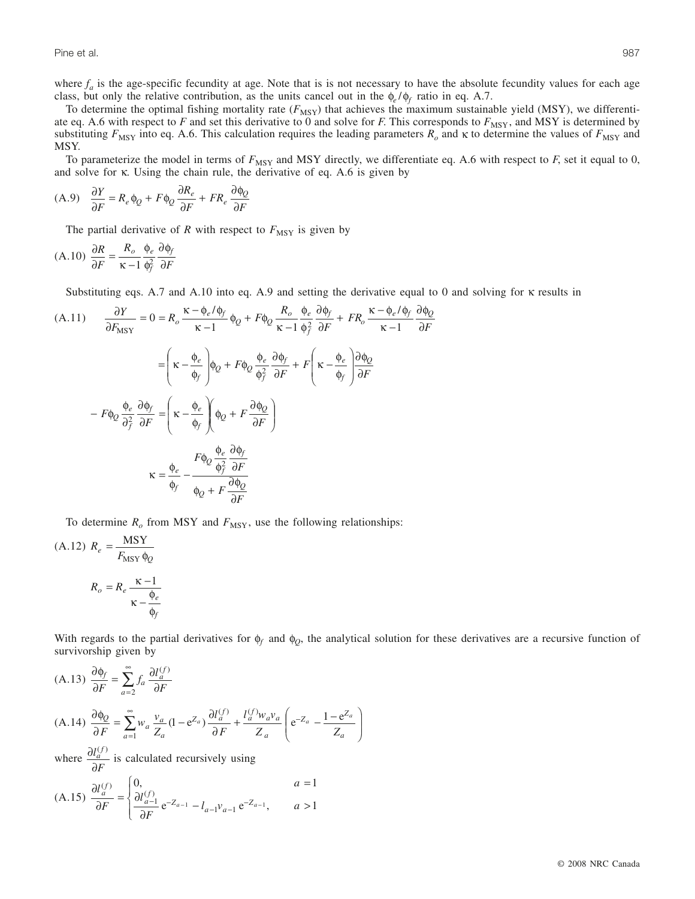where $f_a$ is the age-specific fecundity at age. Note that is is not necessary to have the absolute fecundity values for each age class, but only the relative contribution, as the units cancel out in the $\phi_e/\phi_f$ ratio in eq. A.7.

To determine the optimal fishing mortality rate ($F_{\text{MSY}}$) that achieves the maximum sustainable yield (MSY), we differentiate eq. A.6 with respect to $F$ and set this derivative to 0 and solve for $F$. This corresponds to $F_{\text{MSY}}$, and MSY is determined by substituting $F_{\text{MSY}}$ into eq. A.6. This calculation requires the leading parameters $R_o$ and $\kappa$ to determine the values of $F_{\text{MSY}}$ and MSY.

To parameterize the model in terms of $F_{\text{MSY}}$ and MSY directly, we differentiate eq. A.6 with respect to $F$, set it equal to 0, and solve for $\kappa$. Using the chain rule, the derivative of eq. A.6 is given by

$$\text{(A.9)} \quad \frac{\partial Y}{\partial F} = R_e \phi_Q + F\phi_Q \frac{\partial R_e}{\partial F} + FR_e \frac{\partial \phi_Q}{\partial F}$$

The partial derivative of $R$ with respect to $F_{\text{MSY}}$ is given by

$$\text{(A.10)} \quad \frac{\partial R}{\partial F} = \frac{R_o}{\kappa - 1} \frac{\phi_e}{\phi_f^2} \frac{\partial \phi_f}{\partial F}$$

Substituting eqs. A.7 and A.10 into eq. A.9 and setting the derivative equal to 0 and solving for $\kappa$ results in

$$\text{(A.11)} \quad \frac{\partial Y}{\partial F_{\text{MSY}}} = 0 = R_o \frac{\kappa - \phi_e/\phi_f}{\kappa - 1} \phi_Q + F\phi_Q \frac{R_o}{\kappa - 1} \frac{\phi_e}{\phi_f^2} \frac{\partial \phi_f}{\partial F} + FR_o \frac{\kappa - \phi_e/\phi_f}{\kappa - 1} \frac{\partial \phi_Q}{\partial F}$$

$$= \left(\kappa - \frac{\phi_e}{\phi_f}\right)\phi_Q + F\phi_Q \frac{\phi_e}{\phi_f^2} \frac{\partial \phi_f}{\partial F} + F\left(\kappa - \frac{\phi_e}{\phi_f}\right)\frac{\partial \phi_Q}{\partial F}$$

$$-F\phi_Q \frac{\phi_e}{\partial_f^2} \frac{\partial \phi_f}{\partial F} = \left(\kappa - \frac{\phi_e}{\phi_f}\right)\left(\phi_Q + F\frac{\partial \phi_Q}{\partial F}\right)$$

$$\kappa = \frac{\phi_e}{\phi_f} - \frac{F\phi_Q \dfrac{\phi_e}{\phi_f^2} \dfrac{\partial \phi_f}{\partial F}}{\phi_Q + F\dfrac{\partial \phi_Q}{\partial F}}$$

To determine $R_o$ from MSY and $F_{\text{MSY}}$, use the following relationships:

$$\text{(A.12)} \quad R_e = \frac{\text{MSY}}{F_{\text{MSY}} \phi_Q}$$

$$R_o = R_e \frac{\kappa - 1}{\kappa - \dfrac{\phi_e}{\phi_f}}$$

With regards to the partial derivatives for $\phi_f$ and $\phi_Q$, the analytical solution for these derivatives are a recursive function of survivorship given by

$$\text{(A.13)} \quad \frac{\partial \phi_f}{\partial F} = \sum_{a=2}^{\infty} f_a \frac{\partial l_a^{(f)}}{\partial F}$$

$$\text{(A.14)} \quad \frac{\partial \phi_Q}{\partial F} = \sum_{a=1}^{\infty} w_a \frac{v_a}{Z_a}(1 - e^{Z_a}) \frac{\partial l_a^{(f)}}{\partial F} + \frac{l_a^{(f)} w_a v_a}{Z_a}\left(e^{-Z_a} - \frac{1 - e^{Z_a}}{Z_a}\right)$$

where $\dfrac{\partial l_a^{(f)}}{\partial F}$ is calculated recursively using

$$\text{(A.15)} \quad \frac{\partial l_a^{(f)}}{\partial F} = \begin{cases} 0, & a = 1 \\ \dfrac{\partial l_{a-1}^{(f)}}{\partial F} e^{-Z_{a-1}} - l_{a-1} v_{a-1} e^{-Z_{a-1}}, & a > 1 \end{cases}$$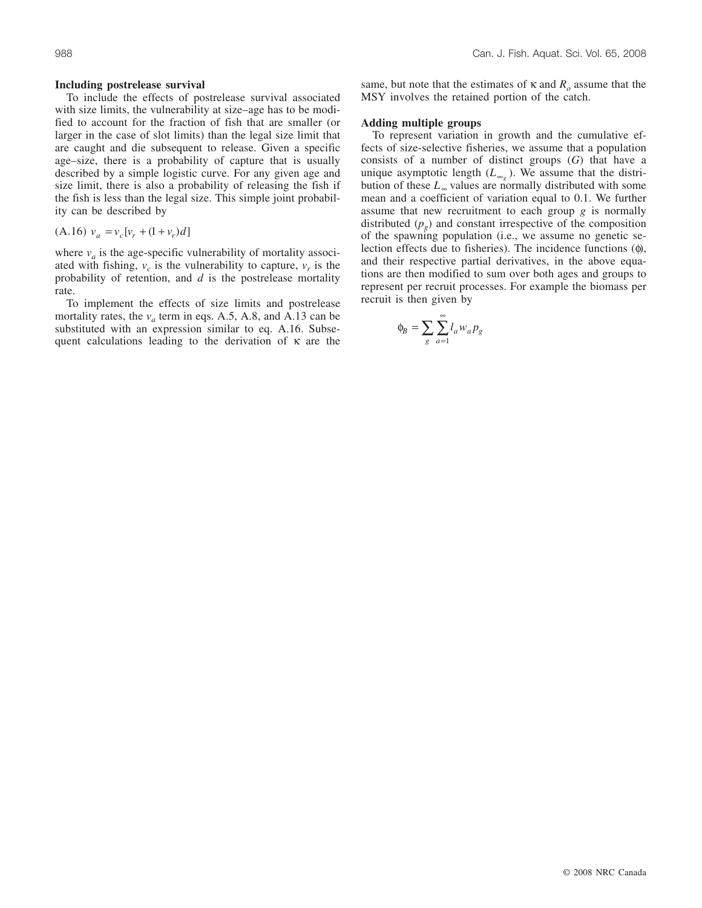### Including postrelease survival

To include the effects of postrelease survival associated with size limits, the vulnerability at size–age has to be modified to account for the fraction of fish that are smaller (or larger in the case of slot limits) than the legal size limit that are caught and die subsequent to release. Given a specific age–size, there is a probability of capture that is usually described by a simple logistic curve. For any given age and size limit, there is also a probability of releasing the fish if the fish is less than the legal size. This simple joint probability can be described by

$$\text{(A.16)} \quad v_a = v_c[v_r + (1 + v_r)d]$$

where $v_a$ is the age-specific vulnerability of mortality associated with fishing, $v_c$ is the vulnerability to capture, $v_r$ is the probability of retention, and $d$ is the postrelease mortality rate.

To implement the effects of size limits and postrelease mortality rates, the $v_a$ term in eqs. A.5, A.8, and A.13 can be substituted with an expression similar to eq. A.16. Subsequent calculations leading to the derivation of $\kappa$ are the same, but note that the estimates of $\kappa$ and $R_o$ assume that the MSY involves the retained portion of the catch.

### Adding multiple groups

To represent variation in growth and the cumulative effects of size-selective fisheries, we assume that a population consists of a number of distinct groups ($G$) that have a unique asymptotic length ($L_{\infty_g}$). We assume that the distribution of these $L_\infty$ values are normally distributed with some mean and a coefficient of variation equal to 0.1. We further assume that new recruitment to each group $g$ is normally distributed ($p_g$) and constant irrespective of the composition of the spawning population (i.e., we assume no genetic selection effects due to fisheries). The incidence functions ($\phi$), and their respective partial derivatives, in the above equations are then modified to sum over both ages and groups to represent per recruit processes. For example the biomass per recruit is then given by

$$\phi_B = \sum_g \sum_{a=1}^{\infty} l_a w_a p_g$$